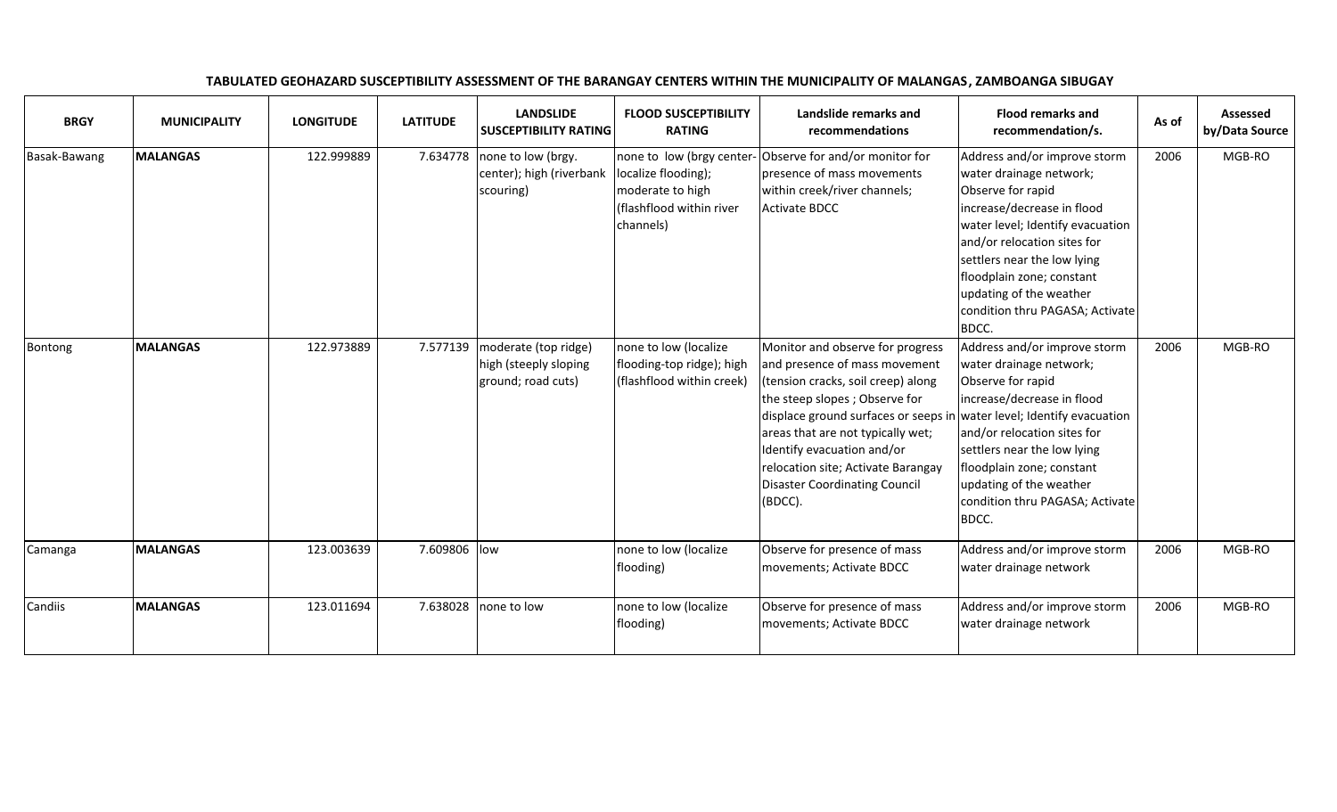**TABULATED GEOHAZARD SUSCEPTIBILITY ASSESSMENT OF THE BARANGAY CENTERS WITHIN THE MUNICIPALITY OF MALANGAS, ZAMBOANGA SIBUGAY**

| BRGY | MUNICIPALITY | LONGITUDE | LATITUDE | LANDSLIDE SUSCEPTIBILITY RATING | FLOOD SUSCEPTIBILITY RATING | Landslide remarks and recommendations | Flood remarks and recommendation/s. | As of | Assessed by/Data Source |
|---|---|---|---|---|---|---|---|---|---|
| Basak-Bawang | **MALANGAS** | 122.999889 | 7.634778 | none to low (brgy. center); high (riverbank scouring) | none to low (brgy center-localize flooding); moderate to high (flashflood within river channels) | Observe for and/or monitor for presence of mass movements within creek/river channels; Activate BDCC | Address and/or improve storm water drainage network; Observe for rapid increase/decrease in flood water level; Identify evacuation and/or relocation sites for settlers near the low lying floodplain zone; constant updating of the weather condition thru PAGASA; Activate BDCC. | 2006 | MGB-RO |
| Bontong | **MALANGAS** | 122.973889 | 7.577139 | moderate (top ridge) high (steeply sloping ground; road cuts) | none to low (localize flooding-top ridge); high (flashflood within creek) | Monitor and observe for progress and presence of mass movement (tension cracks, soil creep) along the steep slopes ; Observe for displace ground surfaces or seeps in areas that are not typically wet; Identify evacuation and/or relocation site; Activate Barangay Disaster Coordinating Council (BDCC). | Address and/or improve storm water drainage network; Observe for rapid increase/decrease in flood water level; Identify evacuation and/or relocation sites for settlers near the low lying floodplain zone; constant updating of the weather condition thru PAGASA; Activate BDCC. | 2006 | MGB-RO |
| Camanga | **MALANGAS** | 123.003639 | 7.609806 | low | none to low (localize flooding) | Observe for presence of mass movements; Activate BDCC | Address and/or improve storm water drainage network | 2006 | MGB-RO |
| Candiis | **MALANGAS** | 123.011694 | 7.638028 | none to low | none to low (localize flooding) | Observe for presence of mass movements; Activate BDCC | Address and/or improve storm water drainage network | 2006 | MGB-RO |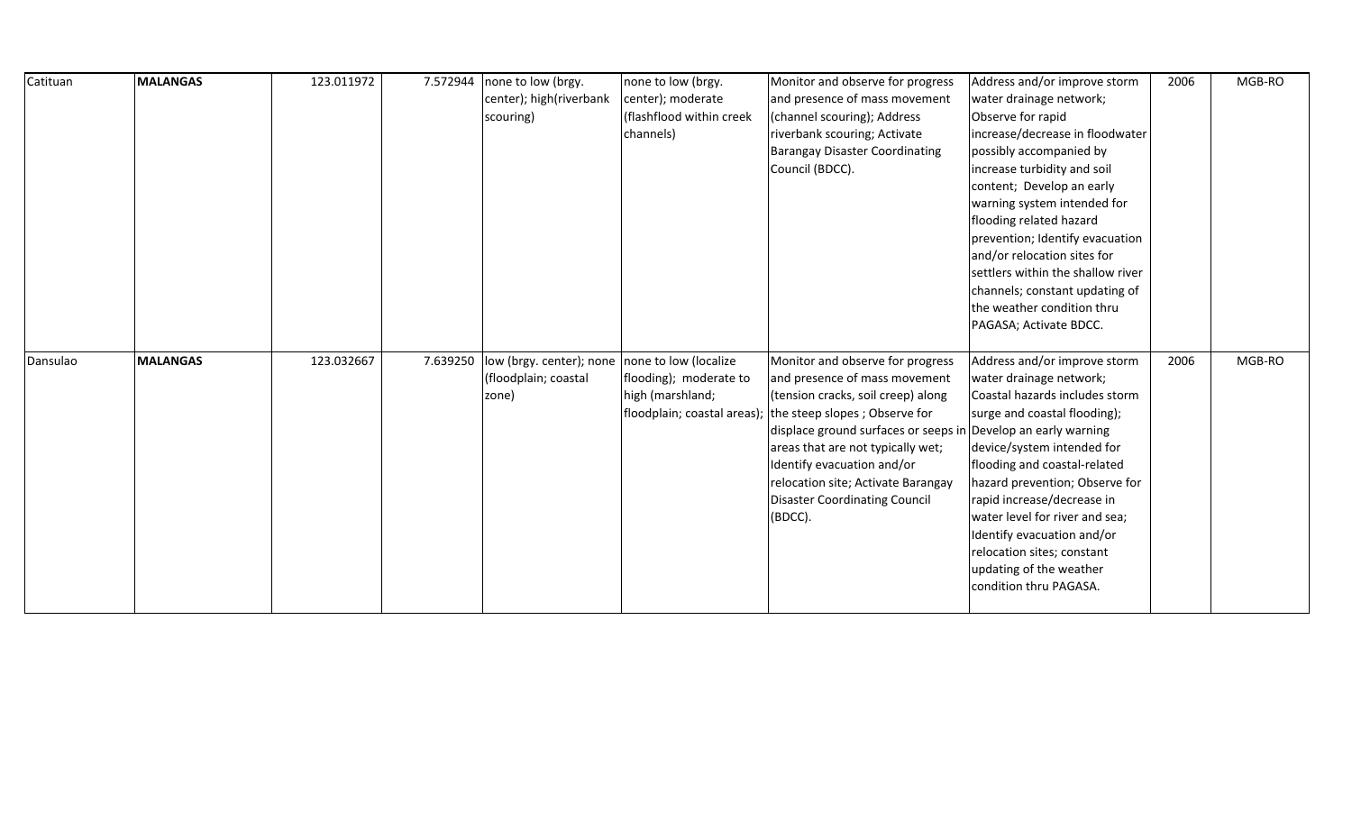| Catituan | **MALANGAS** | 123.011972 | 7.572944 | none to low (brgy. center); high(riverbank scouring) | none to low (brgy. center); moderate (flashflood within creek channels) | Monitor and observe for progress and presence of mass movement (channel scouring); Address riverbank scouring; Activate Barangay Disaster Coordinating Council (BDCC). | Address and/or improve storm water drainage network; Observe for rapid increase/decrease in floodwater possibly accompanied by increase turbidity and soil content; Develop an early warning system intended for flooding related hazard prevention; Identify evacuation and/or relocation sites for settlers within the shallow river channels; constant updating of the weather condition thru PAGASA; Activate BDCC. | 2006 | MGB-RO |
|---|---|---|---|---|---|---|---|---|---|
| Dansulao | **MALANGAS** | 123.032667 | 7.639250 | low (brgy. center); none (floodplain; coastal zone) | none to low (localize flooding); moderate to high (marshland; floodplain; coastal areas); | Monitor and observe for progress and presence of mass movement (tension cracks, soil creep) along the steep slopes ; Observe for displace ground surfaces or seeps in areas that are not typically wet; Identify evacuation and/or relocation site; Activate Barangay Disaster Coordinating Council (BDCC). | Address and/or improve storm water drainage network; Coastal hazards includes storm surge and coastal flooding); Develop an early warning device/system intended for flooding and coastal-related hazard prevention; Observe for rapid increase/decrease in water level for river and sea; Identify evacuation and/or relocation sites; constant updating of the weather condition thru PAGASA. | 2006 | MGB-RO |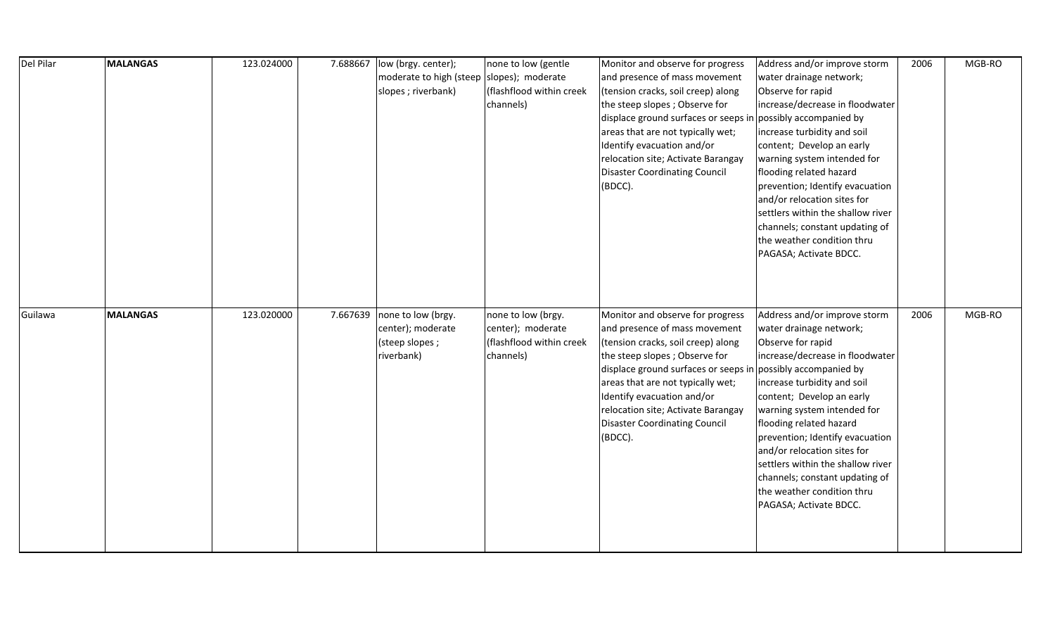| | | | | | | | | | |
|---|---|---|---|---|---|---|---|---|---|
| Del Pilar | **MALANGAS** | 123.024000 | 7.688667 | low (brgy. center); moderate to high (steep slopes ; riverbank) | none to low (gentle slopes); moderate (flashflood within creek channels) | Monitor and observe for progress and presence of mass movement (tension cracks, soil creep) along the steep slopes ; Observe for displace ground surfaces or seeps in areas that are not typically wet; Identify evacuation and/or relocation site; Activate Barangay Disaster Coordinating Council (BDCC). | Address and/or improve storm water drainage network; Observe for rapid increase/decrease in floodwater possibly accompanied by increase turbidity and soil content; Develop an early warning system intended for flooding related hazard prevention; Identify evacuation and/or relocation sites for settlers within the shallow river channels; constant updating of the weather condition thru PAGASA; Activate BDCC. | 2006 | MGB-RO |
| Guilawa | **MALANGAS** | 123.020000 | 7.667639 | none to low (brgy. center); moderate (steep slopes ; riverbank) | none to low (brgy. center); moderate (flashflood within creek channels) | Monitor and observe for progress and presence of mass movement (tension cracks, soil creep) along the steep slopes ; Observe for displace ground surfaces or seeps in areas that are not typically wet; Identify evacuation and/or relocation site; Activate Barangay Disaster Coordinating Council (BDCC). | Address and/or improve storm water drainage network; Observe for rapid increase/decrease in floodwater possibly accompanied by increase turbidity and soil content; Develop an early warning system intended for flooding related hazard prevention; Identify evacuation and/or relocation sites for settlers within the shallow river channels; constant updating of the weather condition thru PAGASA; Activate BDCC. | 2006 | MGB-RO |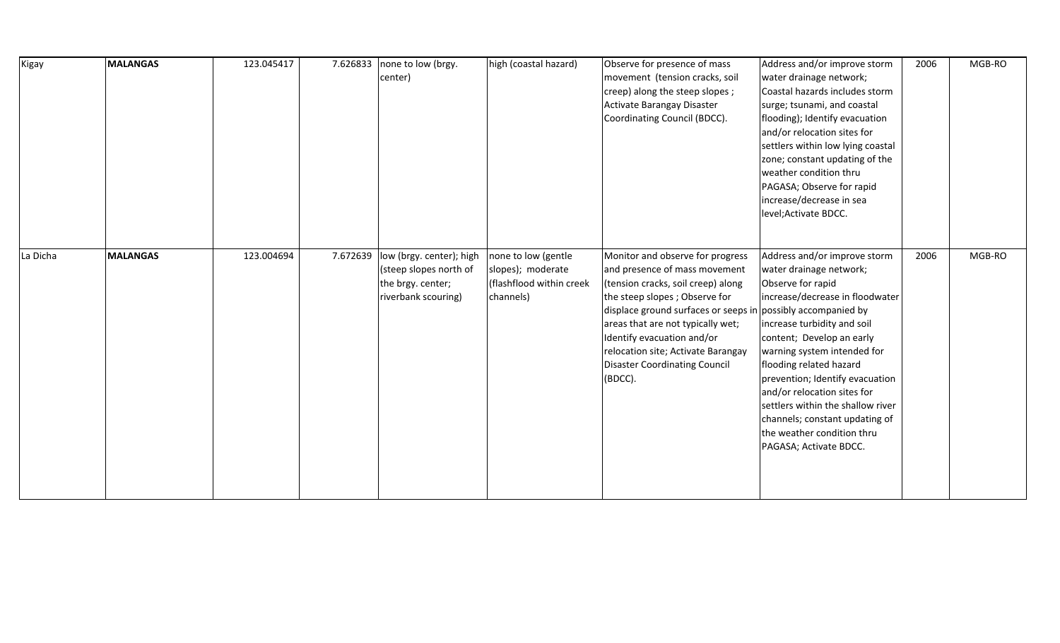| | | | | | | | | | |
|---|---|---|---|---|---|---|---|---|---|
| Kigay | **MALANGAS** | 123.045417 | 7.626833 | none to low (brgy. center) | high (coastal hazard) | Observe for presence of mass movement (tension cracks, soil creep) along the steep slopes ; Activate Barangay Disaster Coordinating Council (BDCC). | Address and/or improve storm water drainage network; Coastal hazards includes storm surge; tsunami, and coastal flooding); Identify evacuation and/or relocation sites for settlers within low lying coastal zone; constant updating of the weather condition thru PAGASA; Observe for rapid increase/decrease in sea level;Activate BDCC. | 2006 | MGB-RO |
| La Dicha | **MALANGAS** | 123.004694 | 7.672639 | low (brgy. center); high (steep slopes north of the brgy. center; riverbank scouring) | none to low (gentle slopes); moderate (flashflood within creek channels) | Monitor and observe for progress and presence of mass movement (tension cracks, soil creep) along the steep slopes ; Observe for displace ground surfaces or seeps in areas that are not typically wet; Identify evacuation and/or relocation site; Activate Barangay Disaster Coordinating Council (BDCC). | Address and/or improve storm water drainage network; Observe for rapid increase/decrease in floodwater possibly accompanied by increase turbidity and soil content; Develop an early warning system intended for flooding related hazard prevention; Identify evacuation and/or relocation sites for settlers within the shallow river channels; constant updating of the weather condition thru PAGASA; Activate BDCC. | 2006 | MGB-RO |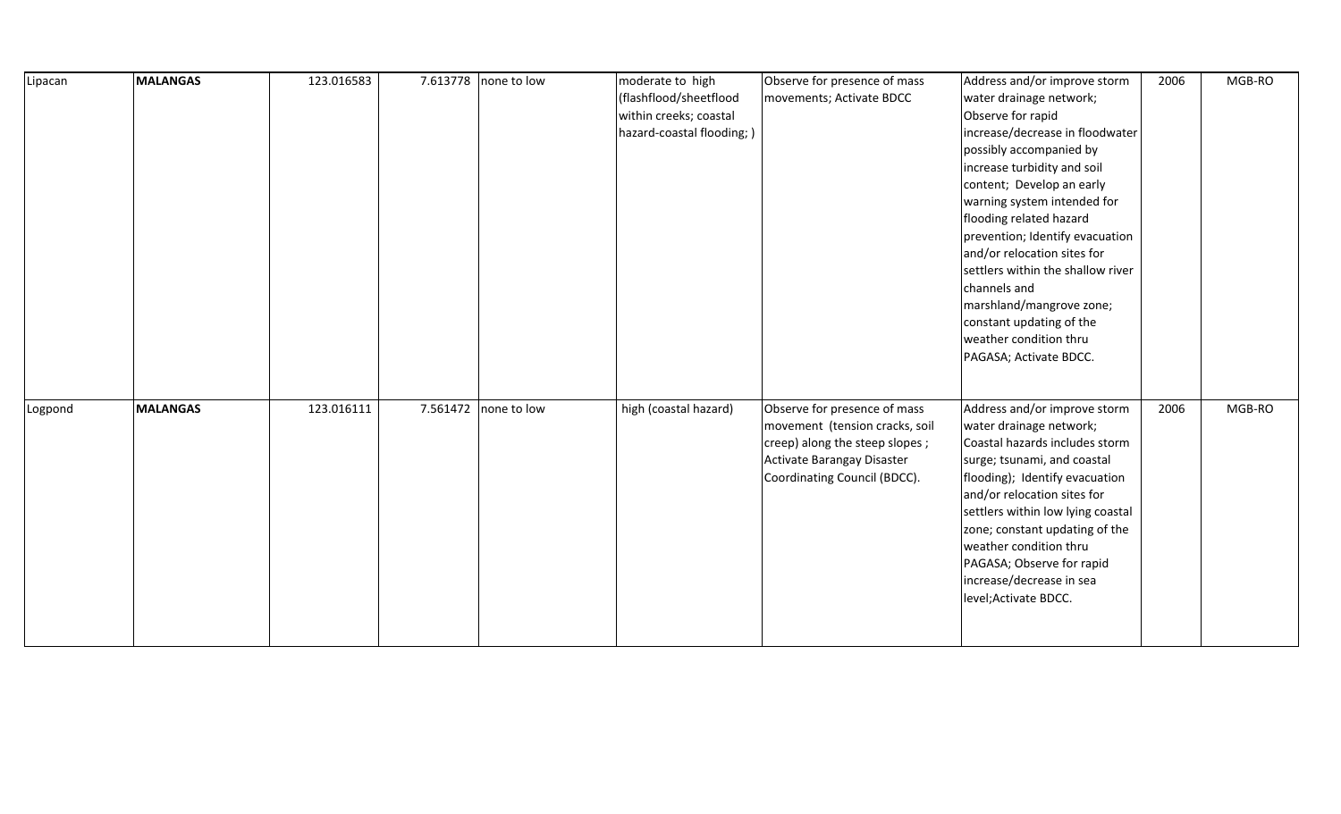| | | | | | | | | | |
|---|---|---|---|---|---|---|---|---|---|
| Lipacan | **MALANGAS** | 123.016583 | 7.613778 | none to low | moderate to high (flashflood/sheetflood within creeks; coastal hazard-coastal flooding; ) | Observe for presence of mass movements; Activate BDCC | Address and/or improve storm water drainage network; Observe for rapid increase/decrease in floodwater possibly accompanied by increase turbidity and soil content; Develop an early warning system intended for flooding related hazard prevention; Identify evacuation and/or relocation sites for settlers within the shallow river channels and marshland/mangrove zone; constant updating of the weather condition thru PAGASA; Activate BDCC. | 2006 | MGB-RO |
| Logpond | **MALANGAS** | 123.016111 | 7.561472 | none to low | high (coastal hazard) | Observe for presence of mass movement (tension cracks, soil creep) along the steep slopes ; Activate Barangay Disaster Coordinating Council (BDCC). | Address and/or improve storm water drainage network; Coastal hazards includes storm surge; tsunami, and coastal flooding); Identify evacuation and/or relocation sites for settlers within low lying coastal zone; constant updating of the weather condition thru PAGASA; Observe for rapid increase/decrease in sea level;Activate BDCC. | 2006 | MGB-RO |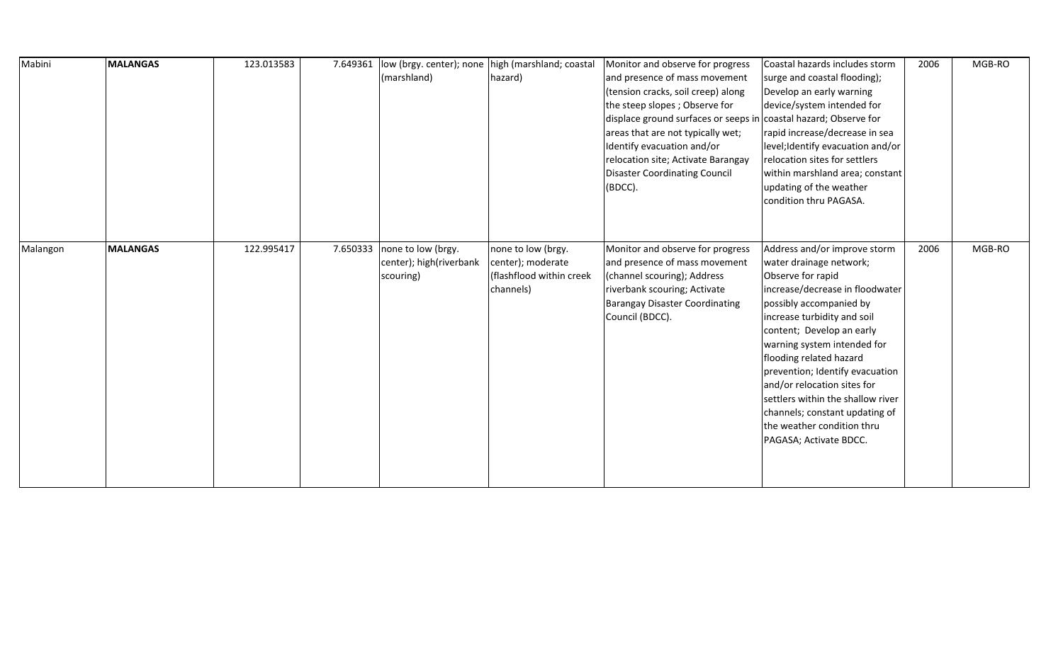| | | | | | | | | | |
|---|---|---|---|---|---|---|---|---|---|
| Mabini | **MALANGAS** | 123.013583 | 7.649361 | low (brgy. center); none (marshland) | high (marshland; coastal hazard) | Monitor and observe for progress and presence of mass movement (tension cracks, soil creep) along the steep slopes ; Observe for displace ground surfaces or seeps in areas that are not typically wet; Identify evacuation and/or relocation site; Activate Barangay Disaster Coordinating Council (BDCC). | Coastal hazards includes storm surge and coastal flooding); Develop an early warning device/system intended for coastal hazard; Observe for rapid increase/decrease in sea level;Identify evacuation and/or relocation sites for settlers within marshland area; constant updating of the weather condition thru PAGASA. | 2006 | MGB-RO |
| Malangon | **MALANGAS** | 122.995417 | 7.650333 | none to low (brgy. center); high(riverbank scouring) | none to low (brgy. center); moderate (flashflood within creek channels) | Monitor and observe for progress and presence of mass movement (channel scouring); Address riverbank scouring; Activate Barangay Disaster Coordinating Council (BDCC). | Address and/or improve storm water drainage network; Observe for rapid increase/decrease in floodwater possibly accompanied by increase turbidity and soil content; Develop an early warning system intended for flooding related hazard prevention; Identify evacuation and/or relocation sites for settlers within the shallow river channels; constant updating of the weather condition thru PAGASA; Activate BDCC. | 2006 | MGB-RO |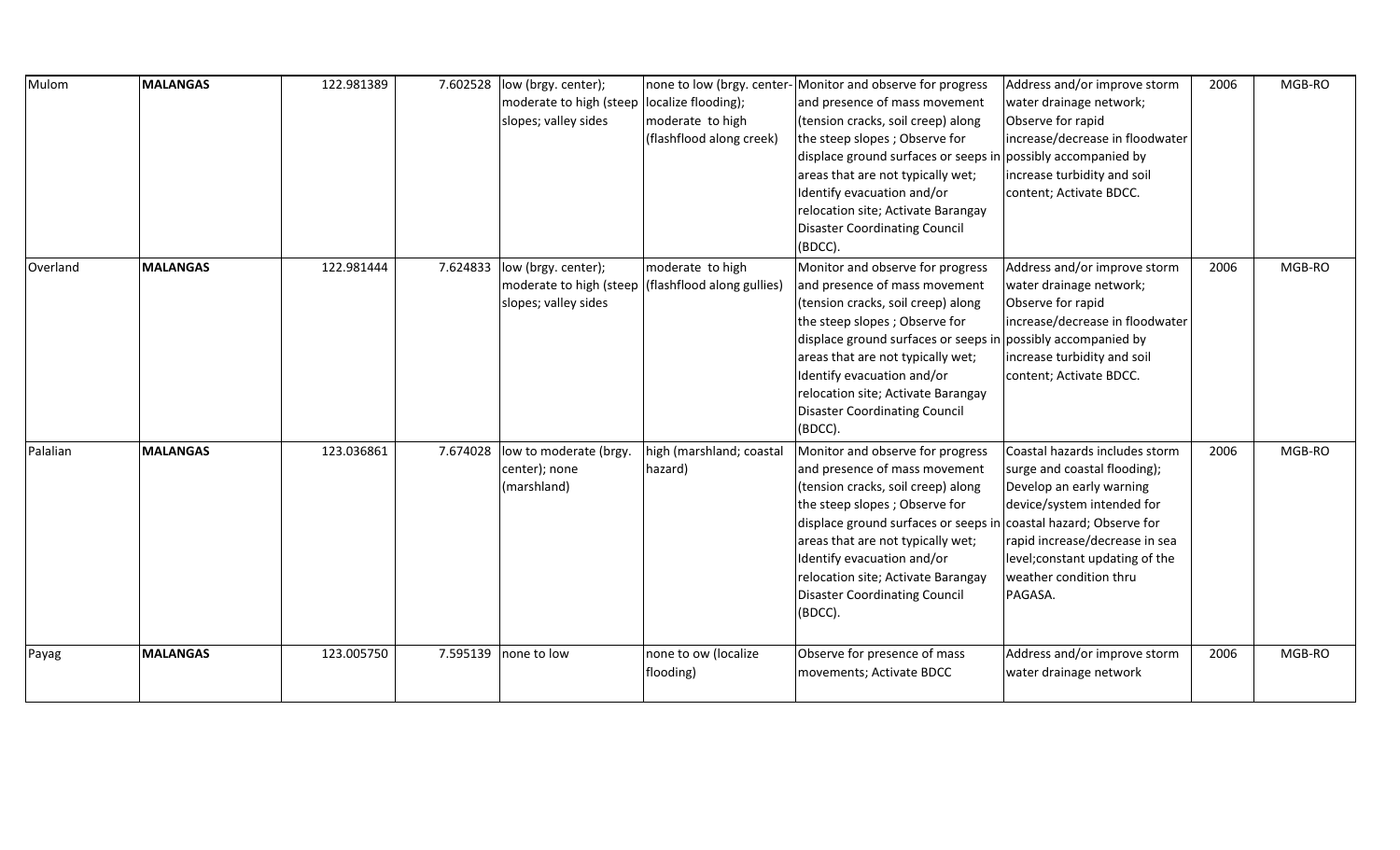| | | | | | | | | | |
|---|---|---|---|---|---|---|---|---|---|
| Mulom | **MALANGAS** | 122.981389 | 7.602528 | low (brgy. center); moderate to high (steep slopes; valley sides | none to low (brgy. center- localize flooding); moderate to high (flashflood along creek) | Monitor and observe for progress and presence of mass movement (tension cracks, soil creep) along the steep slopes ; Observe for displace ground surfaces or seeps in areas that are not typically wet; Identify evacuation and/or relocation site; Activate Barangay Disaster Coordinating Council (BDCC). | Address and/or improve storm water drainage network; Observe for rapid increase/decrease in floodwater possibly accompanied by increase turbidity and soil content; Activate BDCC. | 2006 | MGB-RO |
| Overland | **MALANGAS** | 122.981444 | 7.624833 | low (brgy. center); moderate to high (steep slopes; valley sides | moderate to high (flashflood along gullies) | Monitor and observe for progress and presence of mass movement (tension cracks, soil creep) along the steep slopes ; Observe for displace ground surfaces or seeps in areas that are not typically wet; Identify evacuation and/or relocation site; Activate Barangay Disaster Coordinating Council (BDCC). | Address and/or improve storm water drainage network; Observe for rapid increase/decrease in floodwater possibly accompanied by increase turbidity and soil content; Activate BDCC. | 2006 | MGB-RO |
| Palalian | **MALANGAS** | 123.036861 | 7.674028 | low to moderate (brgy. center); none (marshland) | high (marshland; coastal hazard) | Monitor and observe for progress and presence of mass movement (tension cracks, soil creep) along the steep slopes ; Observe for displace ground surfaces or seeps in areas that are not typically wet; Identify evacuation and/or relocation site; Activate Barangay Disaster Coordinating Council (BDCC). | Coastal hazards includes storm surge and coastal flooding); Develop an early warning device/system intended for coastal hazard; Observe for rapid increase/decrease in sea level;constant updating of the weather condition thru PAGASA. | 2006 | MGB-RO |
| Payag | **MALANGAS** | 123.005750 | 7.595139 | none to low | none to ow (localize flooding) | Observe for presence of mass movements; Activate BDCC | Address and/or improve storm water drainage network | 2006 | MGB-RO |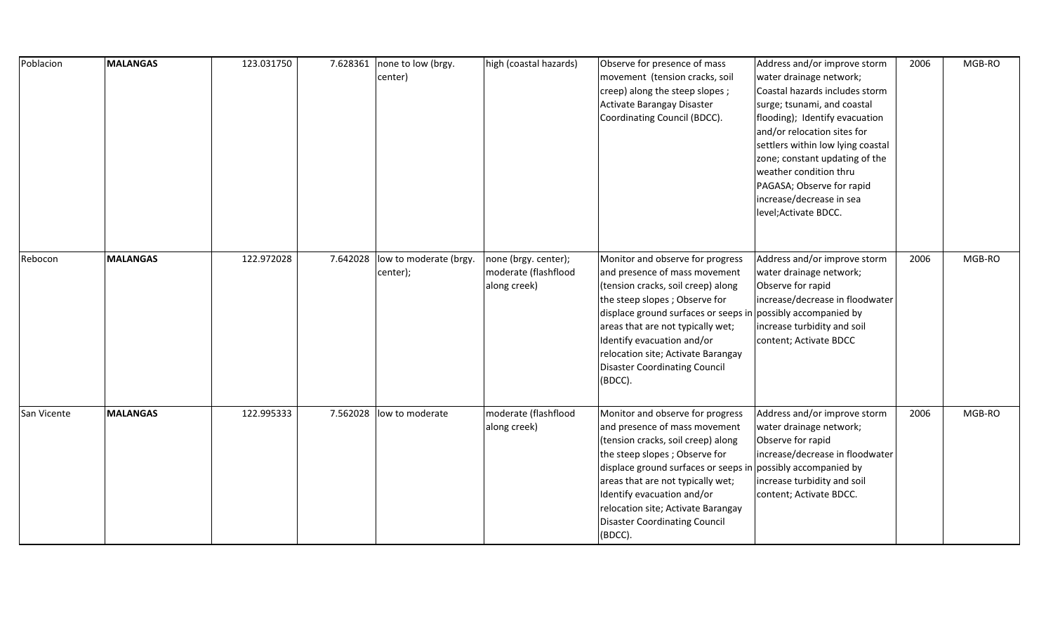| | | | | | | | | | |
|---|---|---|---|---|---|---|---|---|---|
| Poblacion | **MALANGAS** | 123.031750 | 7.628361 | none to low (brgy. center) | high (coastal hazards) | Observe for presence of mass movement (tension cracks, soil creep) along the steep slopes ; Activate Barangay Disaster Coordinating Council (BDCC). | Address and/or improve storm water drainage network; Coastal hazards includes storm surge; tsunami, and coastal flooding); Identify evacuation and/or relocation sites for settlers within low lying coastal zone; constant updating of the weather condition thru PAGASA; Observe for rapid increase/decrease in sea level;Activate BDCC. | 2006 | MGB-RO |
| Rebocon | **MALANGAS** | 122.972028 | 7.642028 | low to moderate (brgy. center); | none (brgy. center); moderate (flashflood along creek) | Monitor and observe for progress and presence of mass movement (tension cracks, soil creep) along the steep slopes ; Observe for displace ground surfaces or seeps in areas that are not typically wet; Identify evacuation and/or relocation site; Activate Barangay Disaster Coordinating Council (BDCC). | Address and/or improve storm water drainage network; Observe for rapid increase/decrease in floodwater possibly accompanied by increase turbidity and soil content; Activate BDCC | 2006 | MGB-RO |
| San Vicente | **MALANGAS** | 122.995333 | 7.562028 | low to moderate | moderate (flashflood along creek) | Monitor and observe for progress and presence of mass movement (tension cracks, soil creep) along the steep slopes ; Observe for displace ground surfaces or seeps in areas that are not typically wet; Identify evacuation and/or relocation site; Activate Barangay Disaster Coordinating Council (BDCC). | Address and/or improve storm water drainage network; Observe for rapid increase/decrease in floodwater possibly accompanied by increase turbidity and soil content; Activate BDCC. | 2006 | MGB-RO |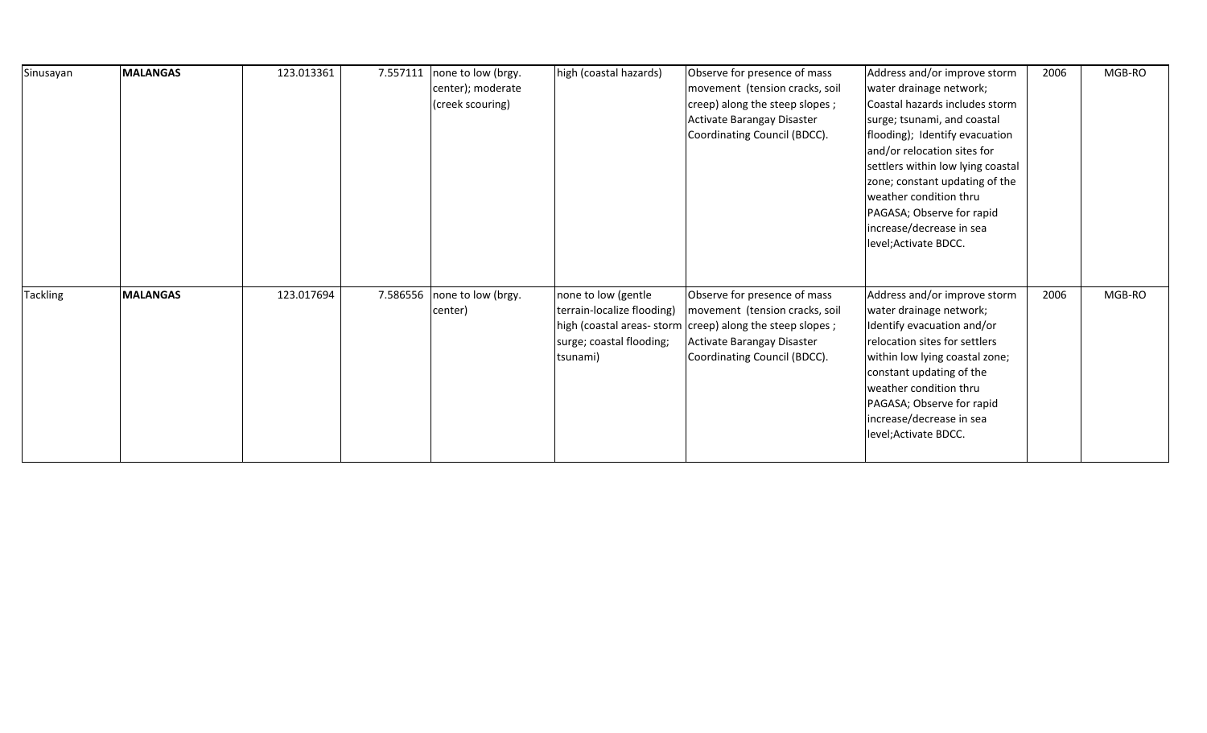| Sinusayan | **MALANGAS** | 123.013361 | 7.557111 | none to low (brgy. center); moderate (creek scouring) | high (coastal hazards) | Observe for presence of mass movement (tension cracks, soil creep) along the steep slopes ; Activate Barangay Disaster Coordinating Council (BDCC). | Address and/or improve storm water drainage network; Coastal hazards includes storm surge; tsunami, and coastal flooding); Identify evacuation and/or relocation sites for settlers within low lying coastal zone; constant updating of the weather condition thru PAGASA; Observe for rapid increase/decrease in sea level;Activate BDCC. | 2006 | MGB-RO |
|---|---|---|---|---|---|---|---|---|---|
| Tackling | **MALANGAS** | 123.017694 | 7.586556 | none to low (brgy. center) | none to low (gentle terrain-localize flooding) high (coastal areas- storm surge; coastal flooding; tsunami) | Observe for presence of mass movement (tension cracks, soil creep) along the steep slopes ; Activate Barangay Disaster Coordinating Council (BDCC). | Address and/or improve storm water drainage network; Identify evacuation and/or relocation sites for settlers within low lying coastal zone; constant updating of the weather condition thru PAGASA; Observe for rapid increase/decrease in sea level;Activate BDCC. | 2006 | MGB-RO |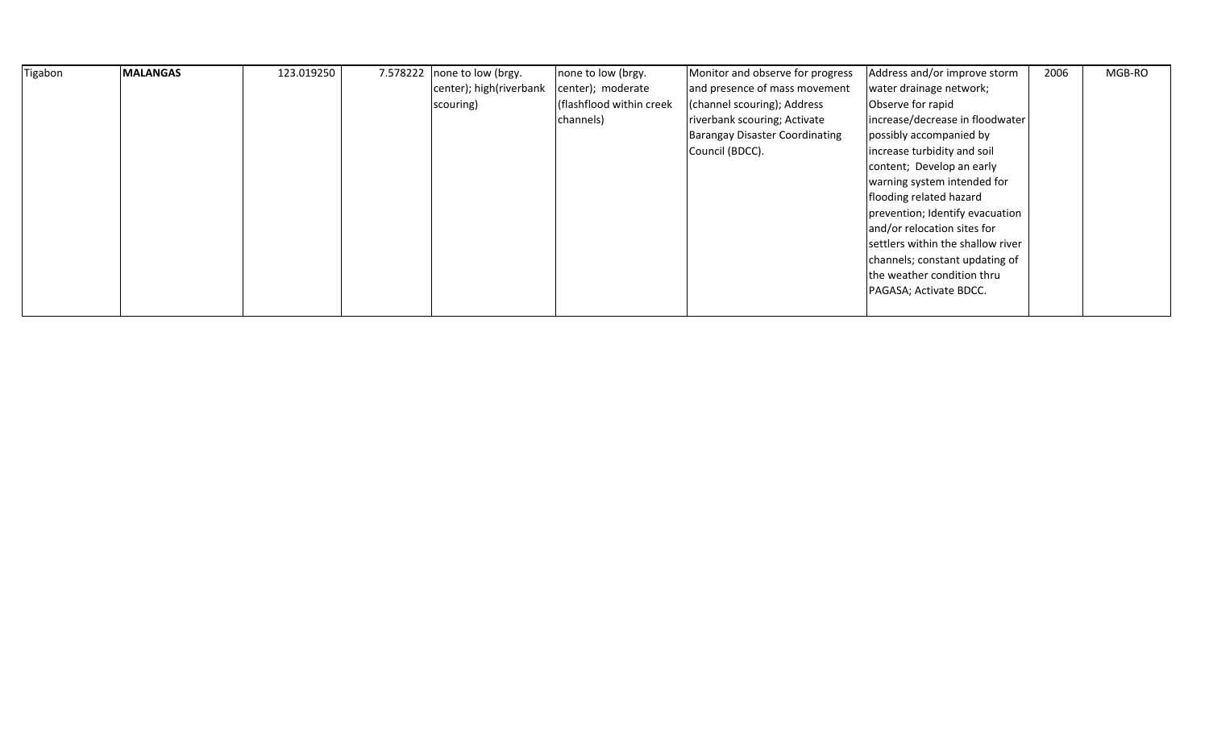| | | | | | | | | | |
|---|---|---|---|---|---|---|---|---|---|
| Tigabon | **MALANGAS** | 123.019250 | 7.578222 | none to low (brgy. center); high(riverbank scouring) | none to low (brgy. center); moderate (flashflood within creek channels) | Monitor and observe for progress and presence of mass movement (channel scouring); Address riverbank scouring; Activate Barangay Disaster Coordinating Council (BDCC). | Address and/or improve storm water drainage network; Observe for rapid increase/decrease in floodwater possibly accompanied by increase turbidity and soil content; Develop an early warning system intended for flooding related hazard prevention; Identify evacuation and/or relocation sites for settlers within the shallow river channels; constant updating of the weather condition thru PAGASA; Activate BDCC. | 2006 | MGB-RO |